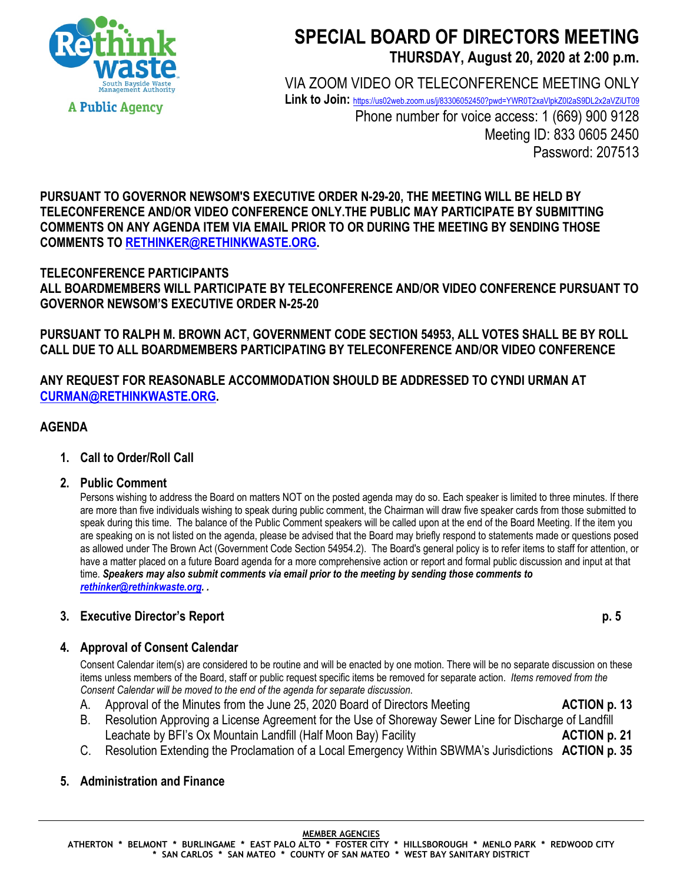Rethink waste
South Bayside Waste Management Authority
A Public Agency

# SPECIAL BOARD OF DIRECTORS MEETING

## THURSDAY, August 20, 2020 at 2:00 p.m.

VIA ZOOM VIDEO OR TELECONFERENCE MEETING ONLY

**Link to Join:** https://us02web.zoom.us/j/83306052450?pwd=YWR0T2xaVlpkZ0l2aS9DL2x2aVZiUT09

Phone number for voice access: 1 (669) 900 9128

Meeting ID: 833 0605 2450

Password: 207513

**PURSUANT TO GOVERNOR NEWSOM'S EXECUTIVE ORDER N-29-20, THE MEETING WILL BE HELD BY TELECONFERENCE AND/OR VIDEO CONFERENCE ONLY.THE PUBLIC MAY PARTICIPATE BY SUBMITTING COMMENTS ON ANY AGENDA ITEM VIA EMAIL PRIOR TO OR DURING THE MEETING BY SENDING THOSE COMMENTS TO RETHINKER@RETHINKWASTE.ORG.**

**TELECONFERENCE PARTICIPANTS**
**ALL BOARDMEMBERS WILL PARTICIPATE BY TELECONFERENCE AND/OR VIDEO CONFERENCE PURSUANT TO GOVERNOR NEWSOM'S EXECUTIVE ORDER N-25-20**

**PURSUANT TO RALPH M. BROWN ACT, GOVERNMENT CODE SECTION 54953, ALL VOTES SHALL BE BY ROLL CALL DUE TO ALL BOARDMEMBERS PARTICIPATING BY TELECONFERENCE AND/OR VIDEO CONFERENCE**

**ANY REQUEST FOR REASONABLE ACCOMMODATION SHOULD BE ADDRESSED TO CYNDI URMAN AT CURMAN@RETHINKWASTE.ORG.**

## AGENDA

1. **Call to Order/Roll Call**

2. **Public Comment**

   Persons wishing to address the Board on matters NOT on the posted agenda may do so. Each speaker is limited to three minutes. If there are more than five individuals wishing to speak during public comment, the Chairman will draw five speaker cards from those submitted to speak during this time. The balance of the Public Comment speakers will be called upon at the end of the Board Meeting. If the item you are speaking on is not listed on the agenda, please be advised that the Board may briefly respond to statements made or questions posed as allowed under The Brown Act (Government Code Section 54954.2). The Board's general policy is to refer items to staff for attention, or have a matter placed on a future Board agenda for a more comprehensive action or report and formal public discussion and input at that time. ***Speakers may also submit comments via email prior to the meeting by sending those comments to rethinker@rethinkwaste.org. .***

3. **Executive Director's Report** **p. 5**

4. **Approval of Consent Calendar**

   Consent Calendar item(s) are considered to be routine and will be enacted by one motion. There will be no separate discussion on these items unless members of the Board, staff or public request specific items be removed for separate action. *Items removed from the Consent Calendar will be moved to the end of the agenda for separate discussion.*

   A. Approval of the Minutes from the June 25, 2020 Board of Directors Meeting **ACTION p. 13**

   B. Resolution Approving a License Agreement for the Use of Shoreway Sewer Line for Discharge of Landfill Leachate by BFI's Ox Mountain Landfill (Half Moon Bay) Facility **ACTION p. 21**

   C. Resolution Extending the Proclamation of a Local Emergency Within SBWMA's Jurisdictions **ACTION p. 35**

5. **Administration and Finance**

MEMBER AGENCIES

ATHERTON * BELMONT * BURLINGAME * EAST PALO ALTO * FOSTER CITY * HILLSBOROUGH * MENLO PARK * REDWOOD CITY * SAN CARLOS * SAN MATEO * COUNTY OF SAN MATEO * WEST BAY SANITARY DISTRICT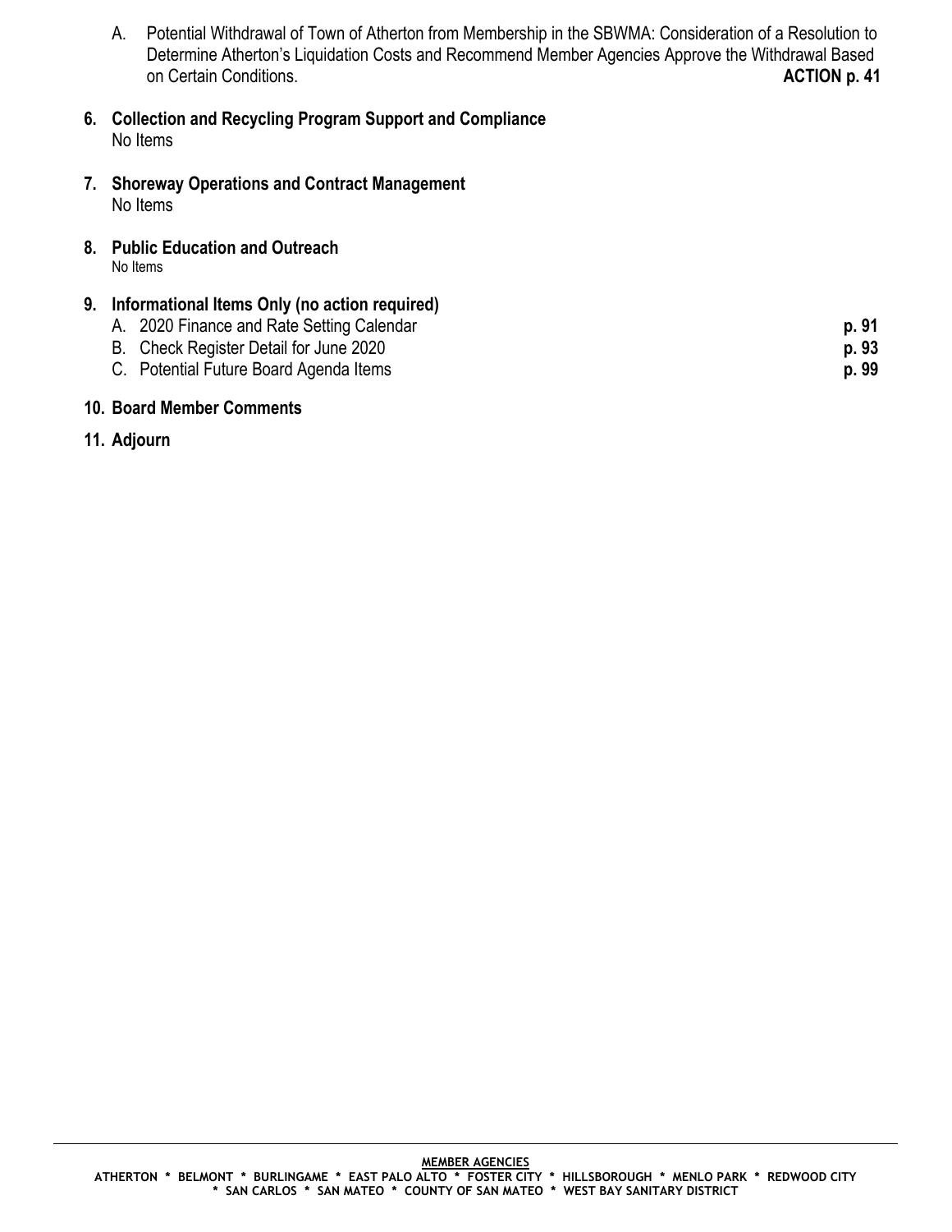A. Potential Withdrawal of Town of Atherton from Membership in the SBWMA: Consideration of a Resolution to Determine Atherton's Liquidation Costs and Recommend Member Agencies Approve the Withdrawal Based on Certain Conditions. **ACTION p. 41**

**6. Collection and Recycling Program Support and Compliance**

No Items

**7. Shoreway Operations and Contract Management**

No Items

**8. Public Education and Outreach**

No Items

**9. Informational Items Only (no action required)**

A. 2020 Finance and Rate Setting Calendar **p. 91**

B. Check Register Detail for June 2020 **p. 93**

C. Potential Future Board Agenda Items **p. 99**

**10. Board Member Comments**

**11. Adjourn**

**MEMBER AGENCIES**

**ATHERTON * BELMONT * BURLINGAME * EAST PALO ALTO * FOSTER CITY * HILLSBOROUGH * MENLO PARK * REDWOOD CITY * SAN CARLOS * SAN MATEO * COUNTY OF SAN MATEO * WEST BAY SANITARY DISTRICT**